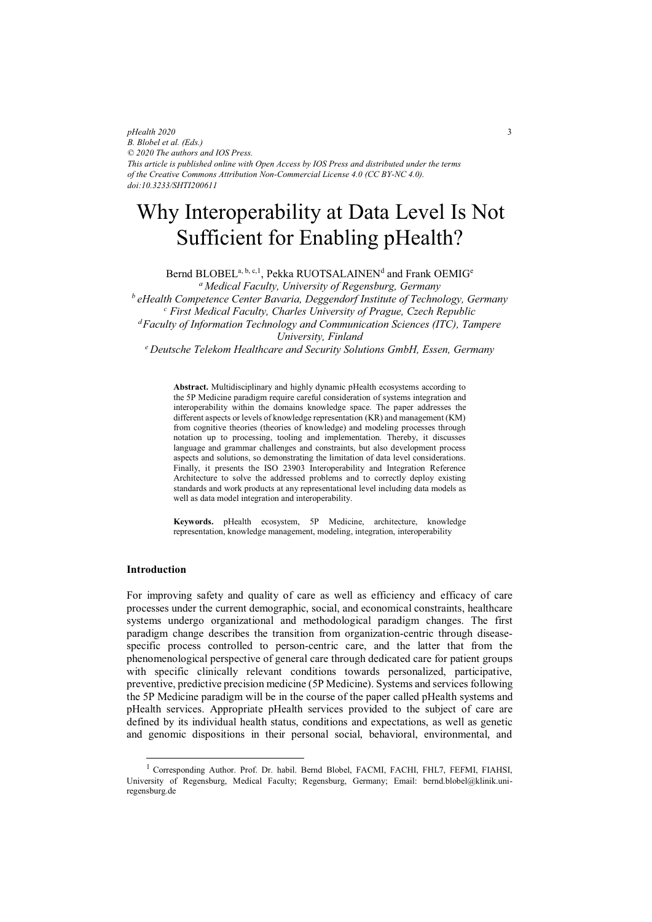pHealth 2020
B. Blobel et al. (Eds.)
© 2020 The authors and IOS Press.
This article is published online with Open Access by IOS Press and distributed under the terms of the Creative Commons Attribution Non-Commercial License 4.0 (CC BY-NC 4.0).
doi:10.3233/SHTI200611

# Why Interoperability at Data Level Is Not Sufficient for Enabling pHealth?

Bernd BLOBEL[a, b, c,1], Pekka RUOTSALAINEN[d] and Frank OEMIG[e]

[a] *Medical Faculty, University of Regensburg, Germany*
[b] *eHealth Competence Center Bavaria, Deggendorf Institute of Technology, Germany*
[c] *First Medical Faculty, Charles University of Prague, Czech Republic*
[d] *Faculty of Information Technology and Communication Sciences (ITC), Tampere University, Finland*
[e] *Deutsche Telekom Healthcare and Security Solutions GmbH, Essen, Germany*

**Abstract.** Multidisciplinary and highly dynamic pHealth ecosystems according to the 5P Medicine paradigm require careful consideration of systems integration and interoperability within the domains knowledge space. The paper addresses the different aspects or levels of knowledge representation (KR) and management (KM) from cognitive theories (theories of knowledge) and modeling processes through notation up to processing, tooling and implementation. Thereby, it discusses language and grammar challenges and constraints, but also development process aspects and solutions, so demonstrating the limitation of data level considerations. Finally, it presents the ISO 23903 Interoperability and Integration Reference Architecture to solve the addressed problems and to correctly deploy existing standards and work products at any representational level including data models as well as data model integration and interoperability.

**Keywords.** pHealth ecosystem, 5P Medicine, architecture, knowledge representation, knowledge management, modeling, integration, interoperability

## Introduction

For improving safety and quality of care as well as efficiency and efficacy of care processes under the current demographic, social, and economical constraints, healthcare systems undergo organizational and methodological paradigm changes. The first paradigm change describes the transition from organization-centric through disease-specific process controlled to person-centric care, and the latter that from the phenomenological perspective of general care through dedicated care for patient groups with specific clinically relevant conditions towards personalized, participative, preventive, predictive precision medicine (5P Medicine). Systems and services following the 5P Medicine paradigm will be in the course of the paper called pHealth systems and pHealth services. Appropriate pHealth services provided to the subject of care are defined by its individual health status, conditions and expectations, as well as genetic and genomic dispositions in their personal social, behavioral, environmental, and

[1] Corresponding Author. Prof. Dr. habil. Bernd Blobel, FACMI, FACHI, FHL7, FEFMI, FIAHSI, University of Regensburg, Medical Faculty; Regensburg, Germany; Email: bernd.blobel@klinik.uni-regensburg.de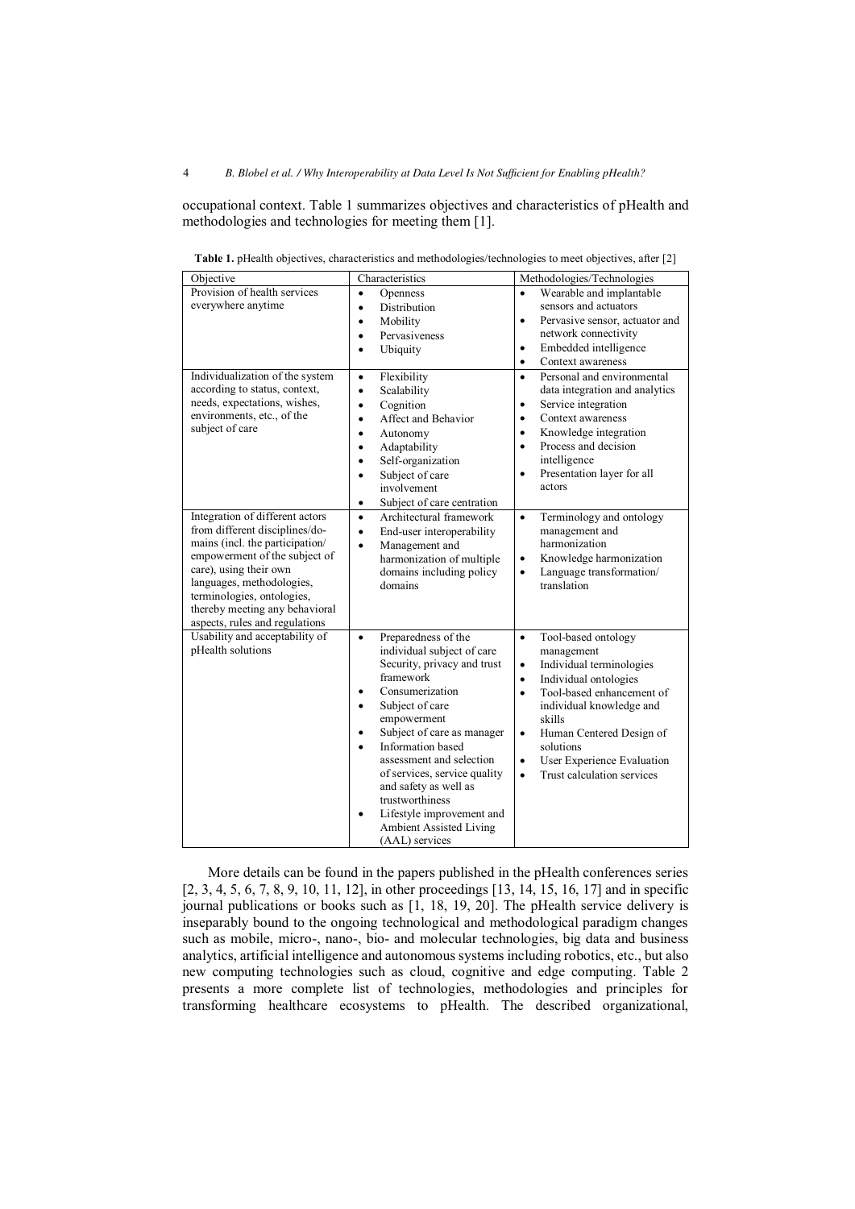occupational context. Table 1 summarizes objectives and characteristics of pHealth and methodologies and technologies for meeting them [1].

**Table 1.** pHealth objectives, characteristics and methodologies/technologies to meet objectives, after [2]

| Objective | Characteristics | Methodologies/Technologies |
|---|---|---|
| Provision of health services everywhere anytime | • Openness<br>• Distribution<br>• Mobility<br>• Pervasiveness<br>• Ubiquity | • Wearable and implantable sensors and actuators<br>• Pervasive sensor, actuator and network connectivity<br>• Embedded intelligence<br>• Context awareness |
| Individualization of the system according to status, context, needs, expectations, wishes, environments, etc., of the subject of care | • Flexibility<br>• Scalability<br>• Cognition<br>• Affect and Behavior<br>• Autonomy<br>• Adaptability<br>• Self-organization<br>• Subject of care involvement<br>• Subject of care centration | • Personal and environmental data integration and analytics<br>• Service integration<br>• Context awareness<br>• Knowledge integration<br>• Process and decision intelligence<br>• Presentation layer for all actors |
| Integration of different actors from different disciplines/domains (incl. the participation/empowerment of the subject of care), using their own languages, methodologies, terminologies, ontologies, thereby meeting any behavioral aspects, rules and regulations | • Architectural framework<br>• End-user interoperability<br>• Management and harmonization of multiple domains including policy domains | • Terminology and ontology management and harmonization<br>• Knowledge harmonization<br>• Language transformation/translation |
| Usability and acceptability of pHealth solutions | • Preparedness of the individual subject of care Security, privacy and trust framework<br>• Consumerization<br>• Subject of care empowerment<br>• Subject of care as manager<br>• Information based assessment and selection of services, service quality and safety as well as trustworthiness<br>• Lifestyle improvement and Ambient Assisted Living (AAL) services | • Tool-based ontology management<br>• Individual terminologies<br>• Individual ontologies<br>• Tool-based enhancement of individual knowledge and skills<br>• Human Centered Design of solutions<br>• User Experience Evaluation<br>• Trust calculation services |

More details can be found in the papers published in the pHealth conferences series [2, 3, 4, 5, 6, 7, 8, 9, 10, 11, 12], in other proceedings [13, 14, 15, 16, 17] and in specific journal publications or books such as [1, 18, 19, 20]. The pHealth service delivery is inseparably bound to the ongoing technological and methodological paradigm changes such as mobile, micro-, nano-, bio- and molecular technologies, big data and business analytics, artificial intelligence and autonomous systems including robotics, etc., but also new computing technologies such as cloud, cognitive and edge computing. Table 2 presents a more complete list of technologies, methodologies and principles for transforming healthcare ecosystems to pHealth. The described organizational,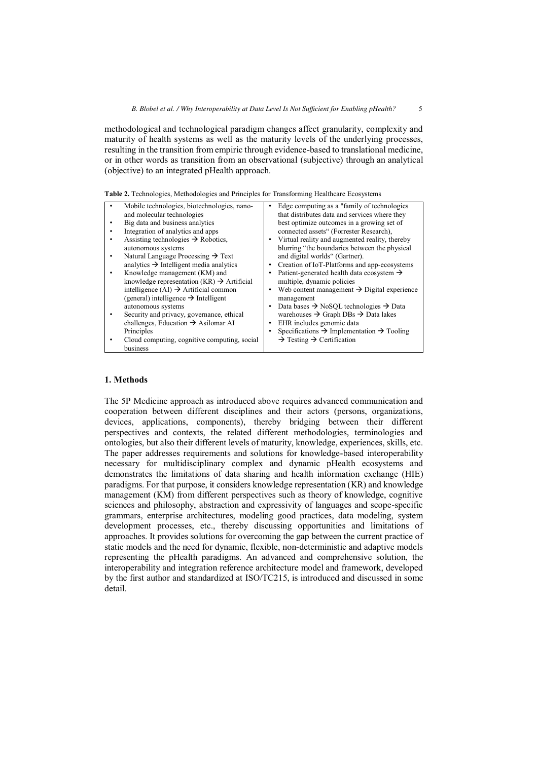methodological and technological paradigm changes affect granularity, complexity and maturity of health systems as well as the maturity levels of the underlying processes, resulting in the transition from empiric through evidence-based to translational medicine, or in other words as transition from an observational (subjective) through an analytical (objective) to an integrated pHealth approach.

**Table 2.** Technologies, Methodologies and Principles for Transforming Healthcare Ecosystems

| | |
|---|---|
| • Mobile technologies, biotechnologies, nano- and molecular technologies<br>• Big data and business analytics<br>• Integration of analytics and apps<br>• Assisting technologies → Robotics, autonomous systems<br>• Natural Language Processing → Text analytics → Intelligent media analytics<br>• Knowledge management (KM) and knowledge representation (KR) → Artificial intelligence (AI) → Artificial common (general) intelligence → Intelligent autonomous systems<br>• Security and privacy, governance, ethical challenges, Education → Asilomar AI Principles<br>• Cloud computing, cognitive computing, social business | • Edge computing as a "family of technologies that distributes data and services where they best optimize outcomes in a growing set of connected assets" (Forrester Research),<br>• Virtual reality and augmented reality, thereby blurring "the boundaries between the physical and digital worlds" (Gartner).<br>• Creation of IoT-Platforms and app-ecosystems<br>• Patient-generated health data ecosystem → multiple, dynamic policies<br>• Web content management → Digital experience management<br>• Data bases → NoSQL technologies → Data warehouses → Graph DBs → Data lakes<br>• EHR includes genomic data<br>• Specifications → Implementation → Tooling → Testing → Certification |

## 1. Methods

The 5P Medicine approach as introduced above requires advanced communication and cooperation between different disciplines and their actors (persons, organizations, devices, applications, components), thereby bridging between their different perspectives and contexts, the related different methodologies, terminologies and ontologies, but also their different levels of maturity, knowledge, experiences, skills, etc. The paper addresses requirements and solutions for knowledge-based interoperability necessary for multidisciplinary complex and dynamic pHealth ecosystems and demonstrates the limitations of data sharing and health information exchange (HIE) paradigms. For that purpose, it considers knowledge representation (KR) and knowledge management (KM) from different perspectives such as theory of knowledge, cognitive sciences and philosophy, abstraction and expressivity of languages and scope-specific grammars, enterprise architectures, modeling good practices, data modeling, system development processes, etc., thereby discussing opportunities and limitations of approaches. It provides solutions for overcoming the gap between the current practice of static models and the need for dynamic, flexible, non-deterministic and adaptive models representing the pHealth paradigms. An advanced and comprehensive solution, the interoperability and integration reference architecture model and framework, developed by the first author and standardized at ISO/TC215, is introduced and discussed in some detail.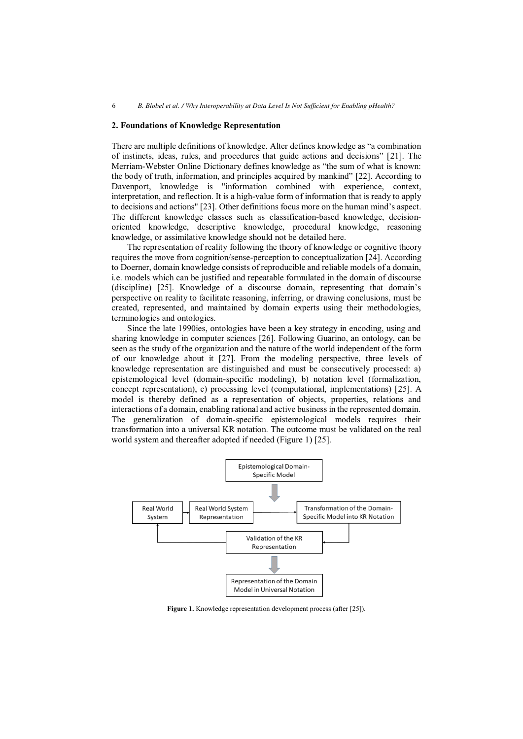## 2. Foundations of Knowledge Representation

There are multiple definitions of knowledge. Alter defines knowledge as "a combination of instincts, ideas, rules, and procedures that guide actions and decisions" [21]. The Merriam-Webster Online Dictionary defines knowledge as "the sum of what is known: the body of truth, information, and principles acquired by mankind" [22]. According to Davenport, knowledge is "information combined with experience, context, interpretation, and reflection. It is a high-value form of information that is ready to apply to decisions and actions" [23]. Other definitions focus more on the human mind's aspect. The different knowledge classes such as classification-based knowledge, decision-oriented knowledge, descriptive knowledge, procedural knowledge, reasoning knowledge, or assimilative knowledge should not be detailed here.

The representation of reality following the theory of knowledge or cognitive theory requires the move from cognition/sense-perception to conceptualization [24]. According to Doerner, domain knowledge consists of reproducible and reliable models of a domain, i.e. models which can be justified and repeatable formulated in the domain of discourse (discipline) [25]. Knowledge of a discourse domain, representing that domain's perspective on reality to facilitate reasoning, inferring, or drawing conclusions, must be created, represented, and maintained by domain experts using their methodologies, terminologies and ontologies.

Since the late 1990ies, ontologies have been a key strategy in encoding, using and sharing knowledge in computer sciences [26]. Following Guarino, an ontology, can be seen as the study of the organization and the nature of the world independent of the form of our knowledge about it [27]. From the modeling perspective, three levels of knowledge representation are distinguished and must be consecutively processed: a) epistemological level (domain-specific modeling), b) notation level (formalization, concept representation), c) processing level (computational, implementations) [25]. A model is thereby defined as a representation of objects, properties, relations and interactions of a domain, enabling rational and active business in the represented domain. The generalization of domain-specific epistemological models requires their transformation into a universal KR notation. The outcome must be validated on the real world system and thereafter adopted if needed (Figure 1) [25].

Epistemological Domain-Specific Model

Real World System | Real World System Representation | Transformation of the Domain-Specific Model into KR Notation

Validation of the KR Representation

Representation of the Domain Model in Universal Notation

**Figure 1.** Knowledge representation development process (after [25]).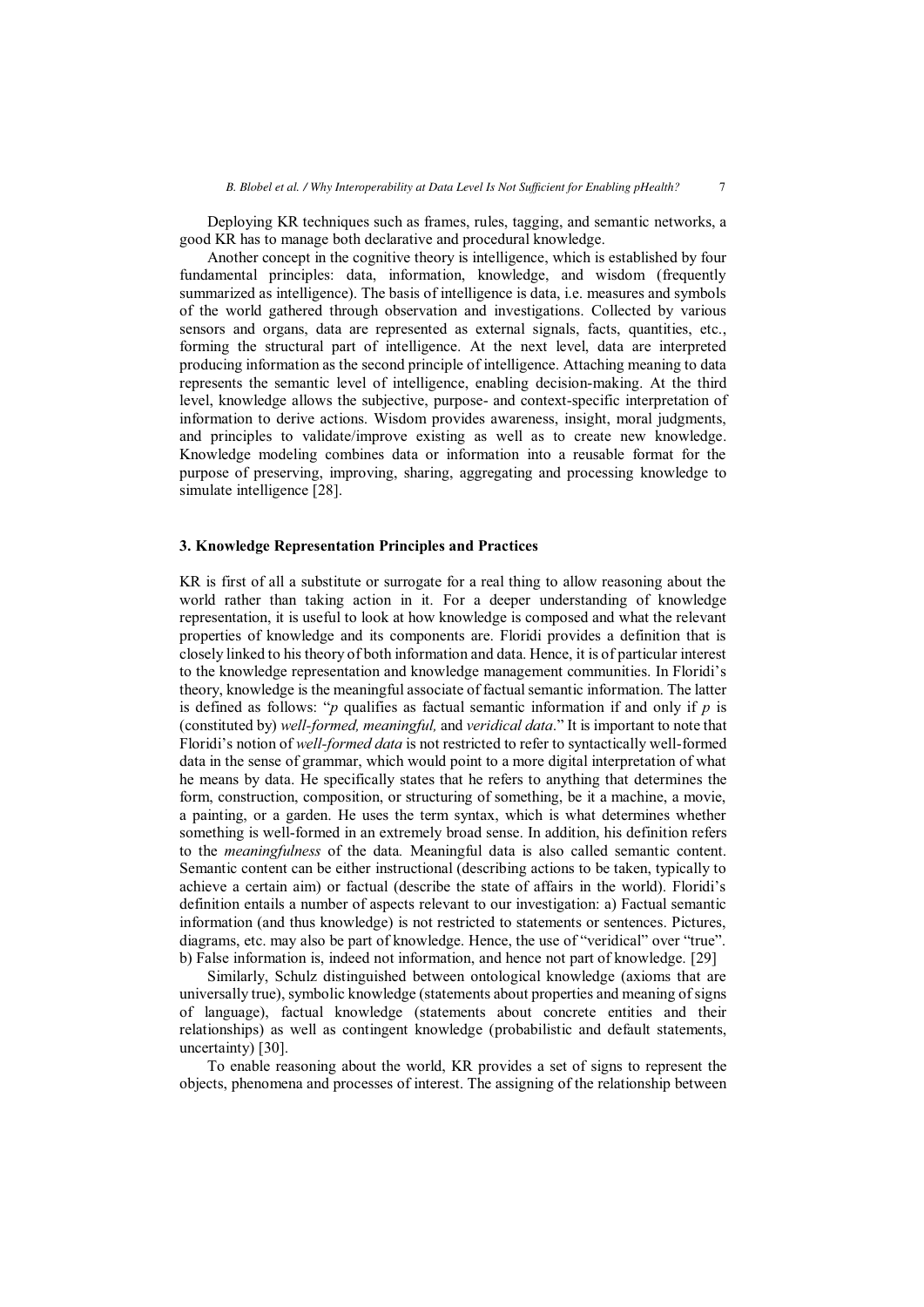Deploying KR techniques such as frames, rules, tagging, and semantic networks, a good KR has to manage both declarative and procedural knowledge.

Another concept in the cognitive theory is intelligence, which is established by four fundamental principles: data, information, knowledge, and wisdom (frequently summarized as intelligence). The basis of intelligence is data, i.e. measures and symbols of the world gathered through observation and investigations. Collected by various sensors and organs, data are represented as external signals, facts, quantities, etc., forming the structural part of intelligence. At the next level, data are interpreted producing information as the second principle of intelligence. Attaching meaning to data represents the semantic level of intelligence, enabling decision-making. At the third level, knowledge allows the subjective, purpose- and context-specific interpretation of information to derive actions. Wisdom provides awareness, insight, moral judgments, and principles to validate/improve existing as well as to create new knowledge. Knowledge modeling combines data or information into a reusable format for the purpose of preserving, improving, sharing, aggregating and processing knowledge to simulate intelligence [28].

## 3. Knowledge Representation Principles and Practices

KR is first of all a substitute or surrogate for a real thing to allow reasoning about the world rather than taking action in it. For a deeper understanding of knowledge representation, it is useful to look at how knowledge is composed and what the relevant properties of knowledge and its components are. Floridi provides a definition that is closely linked to his theory of both information and data. Hence, it is of particular interest to the knowledge representation and knowledge management communities. In Floridi's theory, knowledge is the meaningful associate of factual semantic information. The latter is defined as follows: "*p* qualifies as factual semantic information if and only if *p* is (constituted by) *well-formed, meaningful,* and *veridical data*." It is important to note that Floridi's notion of *well-formed data* is not restricted to refer to syntactically well-formed data in the sense of grammar, which would point to a more digital interpretation of what he means by data. He specifically states that he refers to anything that determines the form, construction, composition, or structuring of something, be it a machine, a movie, a painting, or a garden. He uses the term syntax, which is what determines whether something is well-formed in an extremely broad sense. In addition, his definition refers to the *meaningfulness* of the data. Meaningful data is also called semantic content. Semantic content can be either instructional (describing actions to be taken, typically to achieve a certain aim) or factual (describe the state of affairs in the world). Floridi's definition entails a number of aspects relevant to our investigation: a) Factual semantic information (and thus knowledge) is not restricted to statements or sentences. Pictures, diagrams, etc. may also be part of knowledge. Hence, the use of "veridical" over "true". b) False information is, indeed not information, and hence not part of knowledge. [29]

Similarly, Schulz distinguished between ontological knowledge (axioms that are universally true), symbolic knowledge (statements about properties and meaning of signs of language), factual knowledge (statements about concrete entities and their relationships) as well as contingent knowledge (probabilistic and default statements, uncertainty) [30].

To enable reasoning about the world, KR provides a set of signs to represent the objects, phenomena and processes of interest. The assigning of the relationship between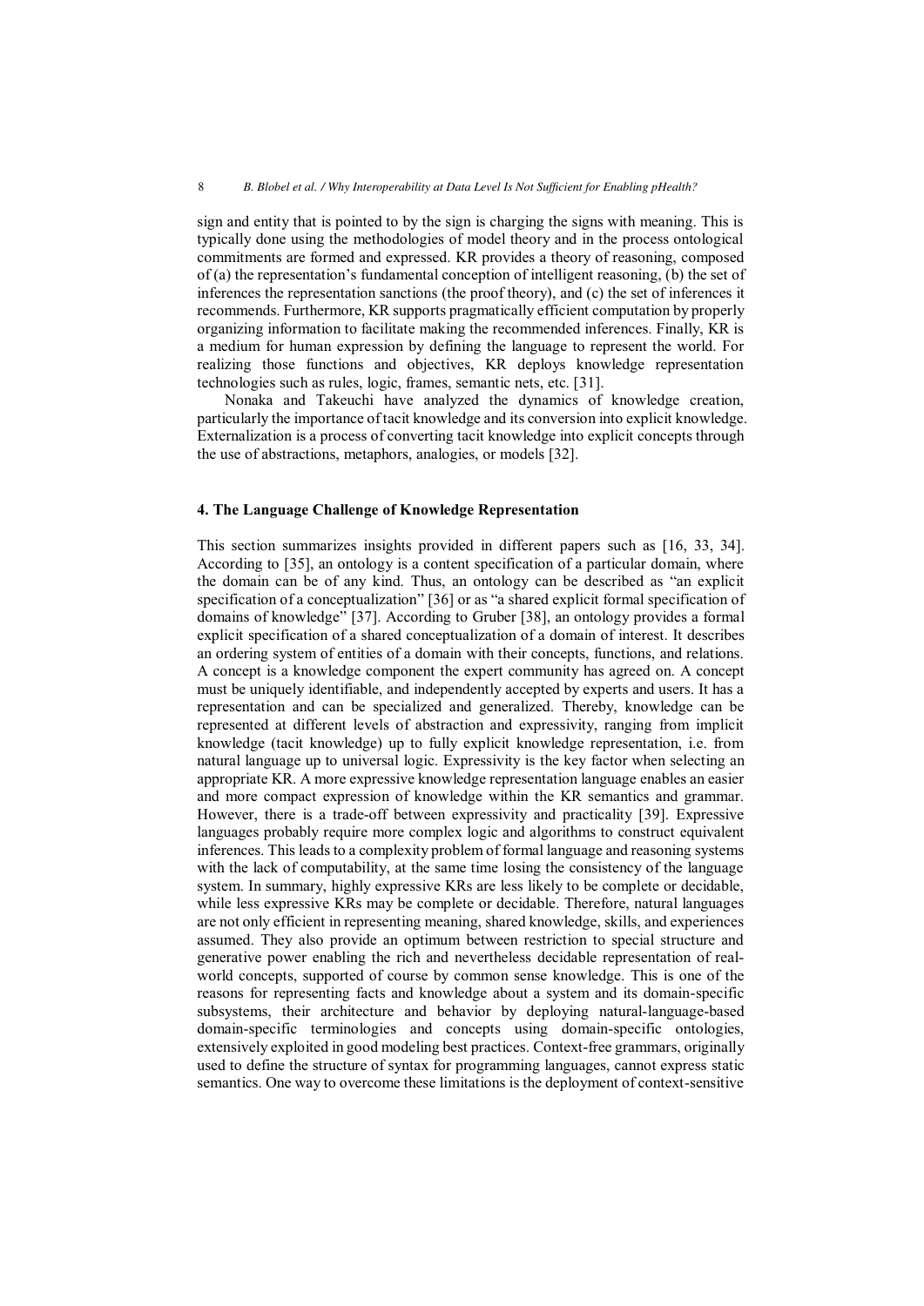sign and entity that is pointed to by the sign is charging the signs with meaning. This is typically done using the methodologies of model theory and in the process ontological commitments are formed and expressed. KR provides a theory of reasoning, composed of (a) the representation's fundamental conception of intelligent reasoning, (b) the set of inferences the representation sanctions (the proof theory), and (c) the set of inferences it recommends. Furthermore, KR supports pragmatically efficient computation by properly organizing information to facilitate making the recommended inferences. Finally, KR is a medium for human expression by defining the language to represent the world. For realizing those functions and objectives, KR deploys knowledge representation technologies such as rules, logic, frames, semantic nets, etc. [31].

Nonaka and Takeuchi have analyzed the dynamics of knowledge creation, particularly the importance of tacit knowledge and its conversion into explicit knowledge. Externalization is a process of converting tacit knowledge into explicit concepts through the use of abstractions, metaphors, analogies, or models [32].

## 4. The Language Challenge of Knowledge Representation

This section summarizes insights provided in different papers such as [16, 33, 34]. According to [35], an ontology is a content specification of a particular domain, where the domain can be of any kind. Thus, an ontology can be described as "an explicit specification of a conceptualization" [36] or as "a shared explicit formal specification of domains of knowledge" [37]. According to Gruber [38], an ontology provides a formal explicit specification of a shared conceptualization of a domain of interest. It describes an ordering system of entities of a domain with their concepts, functions, and relations. A concept is a knowledge component the expert community has agreed on. A concept must be uniquely identifiable, and independently accepted by experts and users. It has a representation and can be specialized and generalized. Thereby, knowledge can be represented at different levels of abstraction and expressivity, ranging from implicit knowledge (tacit knowledge) up to fully explicit knowledge representation, i.e. from natural language up to universal logic. Expressivity is the key factor when selecting an appropriate KR. A more expressive knowledge representation language enables an easier and more compact expression of knowledge within the KR semantics and grammar. However, there is a trade-off between expressivity and practicality [39]. Expressive languages probably require more complex logic and algorithms to construct equivalent inferences. This leads to a complexity problem of formal language and reasoning systems with the lack of computability, at the same time losing the consistency of the language system. In summary, highly expressive KRs are less likely to be complete or decidable, while less expressive KRs may be complete or decidable. Therefore, natural languages are not only efficient in representing meaning, shared knowledge, skills, and experiences assumed. They also provide an optimum between restriction to special structure and generative power enabling the rich and nevertheless decidable representation of real-world concepts, supported of course by common sense knowledge. This is one of the reasons for representing facts and knowledge about a system and its domain-specific subsystems, their architecture and behavior by deploying natural-language-based domain-specific terminologies and concepts using domain-specific ontologies, extensively exploited in good modeling best practices. Context-free grammars, originally used to define the structure of syntax for programming languages, cannot express static semantics. One way to overcome these limitations is the deployment of context-sensitive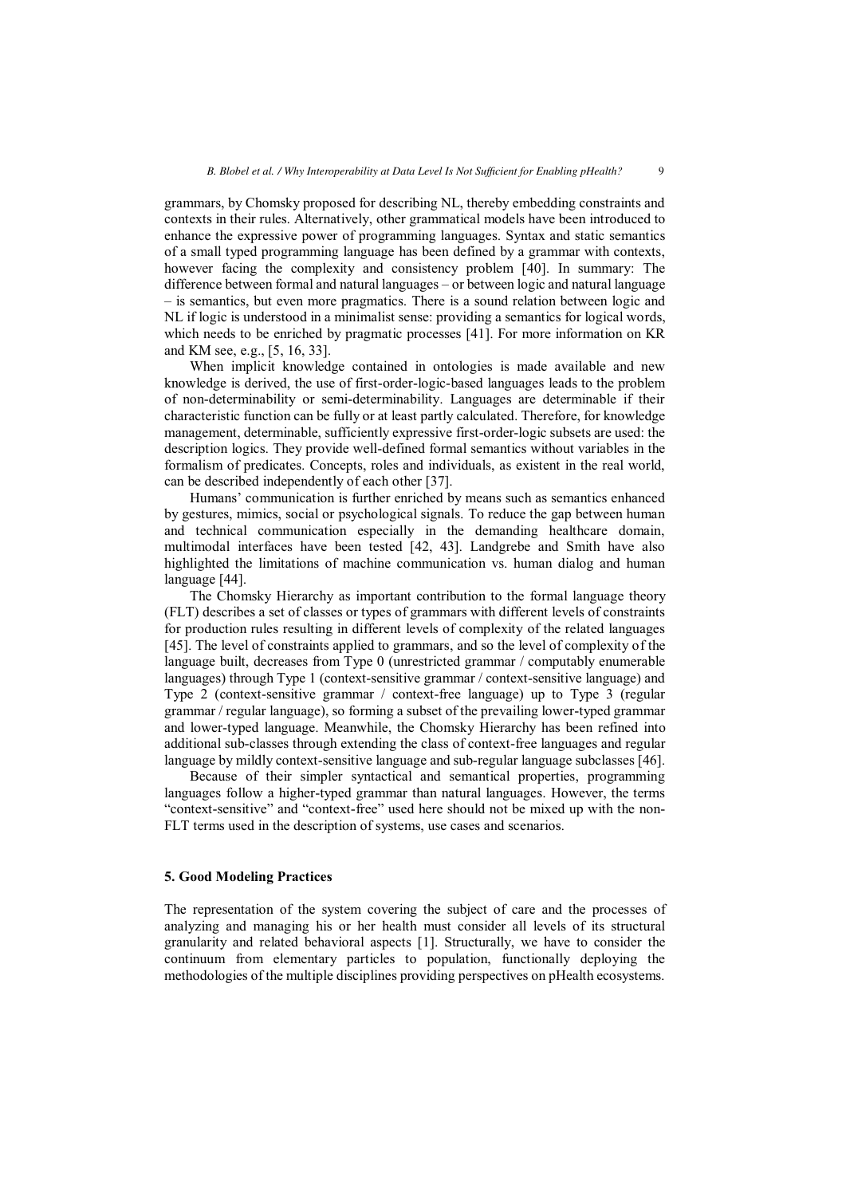grammars, by Chomsky proposed for describing NL, thereby embedding constraints and contexts in their rules. Alternatively, other grammatical models have been introduced to enhance the expressive power of programming languages. Syntax and static semantics of a small typed programming language has been defined by a grammar with contexts, however facing the complexity and consistency problem [40]. In summary: The difference between formal and natural languages – or between logic and natural language – is semantics, but even more pragmatics. There is a sound relation between logic and NL if logic is understood in a minimalist sense: providing a semantics for logical words, which needs to be enriched by pragmatic processes [41]. For more information on KR and KM see, e.g., [5, 16, 33].

When implicit knowledge contained in ontologies is made available and new knowledge is derived, the use of first-order-logic-based languages leads to the problem of non-determinability or semi-determinability. Languages are determinable if their characteristic function can be fully or at least partly calculated. Therefore, for knowledge management, determinable, sufficiently expressive first-order-logic subsets are used: the description logics. They provide well-defined formal semantics without variables in the formalism of predicates. Concepts, roles and individuals, as existent in the real world, can be described independently of each other [37].

Humans' communication is further enriched by means such as semantics enhanced by gestures, mimics, social or psychological signals. To reduce the gap between human and technical communication especially in the demanding healthcare domain, multimodal interfaces have been tested [42, 43]. Landgrebe and Smith have also highlighted the limitations of machine communication vs. human dialog and human language [44].

The Chomsky Hierarchy as important contribution to the formal language theory (FLT) describes a set of classes or types of grammars with different levels of constraints for production rules resulting in different levels of complexity of the related languages [45]. The level of constraints applied to grammars, and so the level of complexity of the language built, decreases from Type 0 (unrestricted grammar / computably enumerable languages) through Type 1 (context-sensitive grammar / context-sensitive language) and Type 2 (context-sensitive grammar / context-free language) up to Type 3 (regular grammar / regular language), so forming a subset of the prevailing lower-typed grammar and lower-typed language. Meanwhile, the Chomsky Hierarchy has been refined into additional sub-classes through extending the class of context-free languages and regular language by mildly context-sensitive language and sub-regular language subclasses [46].

Because of their simpler syntactical and semantical properties, programming languages follow a higher-typed grammar than natural languages. However, the terms "context-sensitive" and "context-free" used here should not be mixed up with the non-FLT terms used in the description of systems, use cases and scenarios.

## 5. Good Modeling Practices

The representation of the system covering the subject of care and the processes of analyzing and managing his or her health must consider all levels of its structural granularity and related behavioral aspects [1]. Structurally, we have to consider the continuum from elementary particles to population, functionally deploying the methodologies of the multiple disciplines providing perspectives on pHealth ecosystems.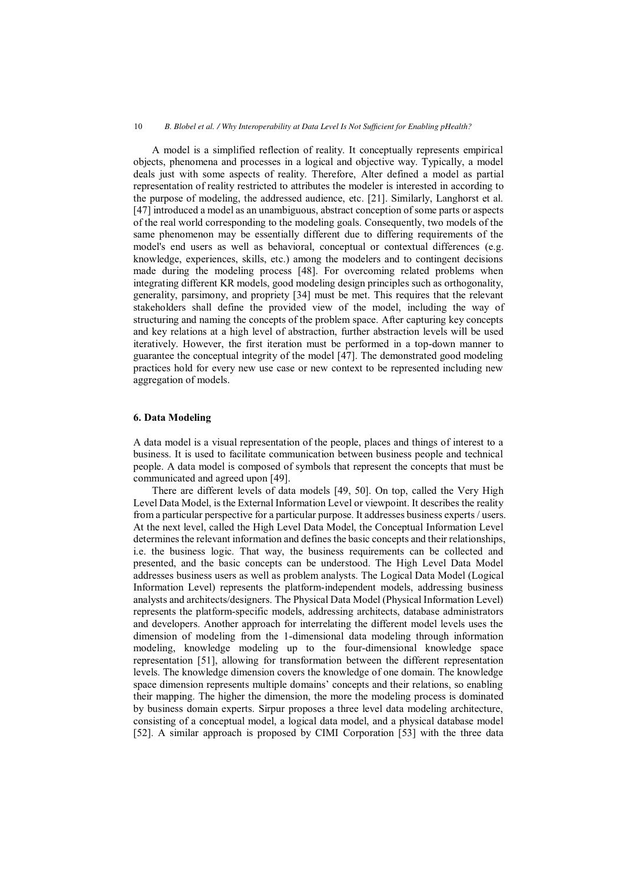A model is a simplified reflection of reality. It conceptually represents empirical objects, phenomena and processes in a logical and objective way. Typically, a model deals just with some aspects of reality. Therefore, Alter defined a model as partial representation of reality restricted to attributes the modeler is interested in according to the purpose of modeling, the addressed audience, etc. [21]. Similarly, Langhorst et al. [47] introduced a model as an unambiguous, abstract conception of some parts or aspects of the real world corresponding to the modeling goals. Consequently, two models of the same phenomenon may be essentially different due to differing requirements of the model's end users as well as behavioral, conceptual or contextual differences (e.g. knowledge, experiences, skills, etc.) among the modelers and to contingent decisions made during the modeling process [48]. For overcoming related problems when integrating different KR models, good modeling design principles such as orthogonality, generality, parsimony, and propriety [34] must be met. This requires that the relevant stakeholders shall define the provided view of the model, including the way of structuring and naming the concepts of the problem space. After capturing key concepts and key relations at a high level of abstraction, further abstraction levels will be used iteratively. However, the first iteration must be performed in a top-down manner to guarantee the conceptual integrity of the model [47]. The demonstrated good modeling practices hold for every new use case or new context to be represented including new aggregation of models.

## 6. Data Modeling

A data model is a visual representation of the people, places and things of interest to a business. It is used to facilitate communication between business people and technical people. A data model is composed of symbols that represent the concepts that must be communicated and agreed upon [49].

There are different levels of data models [49, 50]. On top, called the Very High Level Data Model, is the External Information Level or viewpoint. It describes the reality from a particular perspective for a particular purpose. It addresses business experts / users. At the next level, called the High Level Data Model, the Conceptual Information Level determines the relevant information and defines the basic concepts and their relationships, i.e. the business logic. That way, the business requirements can be collected and presented, and the basic concepts can be understood. The High Level Data Model addresses business users as well as problem analysts. The Logical Data Model (Logical Information Level) represents the platform-independent models, addressing business analysts and architects/designers. The Physical Data Model (Physical Information Level) represents the platform-specific models, addressing architects, database administrators and developers. Another approach for interrelating the different model levels uses the dimension of modeling from the 1-dimensional data modeling through information modeling, knowledge modeling up to the four-dimensional knowledge space representation [51], allowing for transformation between the different representation levels. The knowledge dimension covers the knowledge of one domain. The knowledge space dimension represents multiple domains' concepts and their relations, so enabling their mapping. The higher the dimension, the more the modeling process is dominated by business domain experts. Sirpur proposes a three level data modeling architecture, consisting of a conceptual model, a logical data model, and a physical database model [52]. A similar approach is proposed by CIMI Corporation [53] with the three data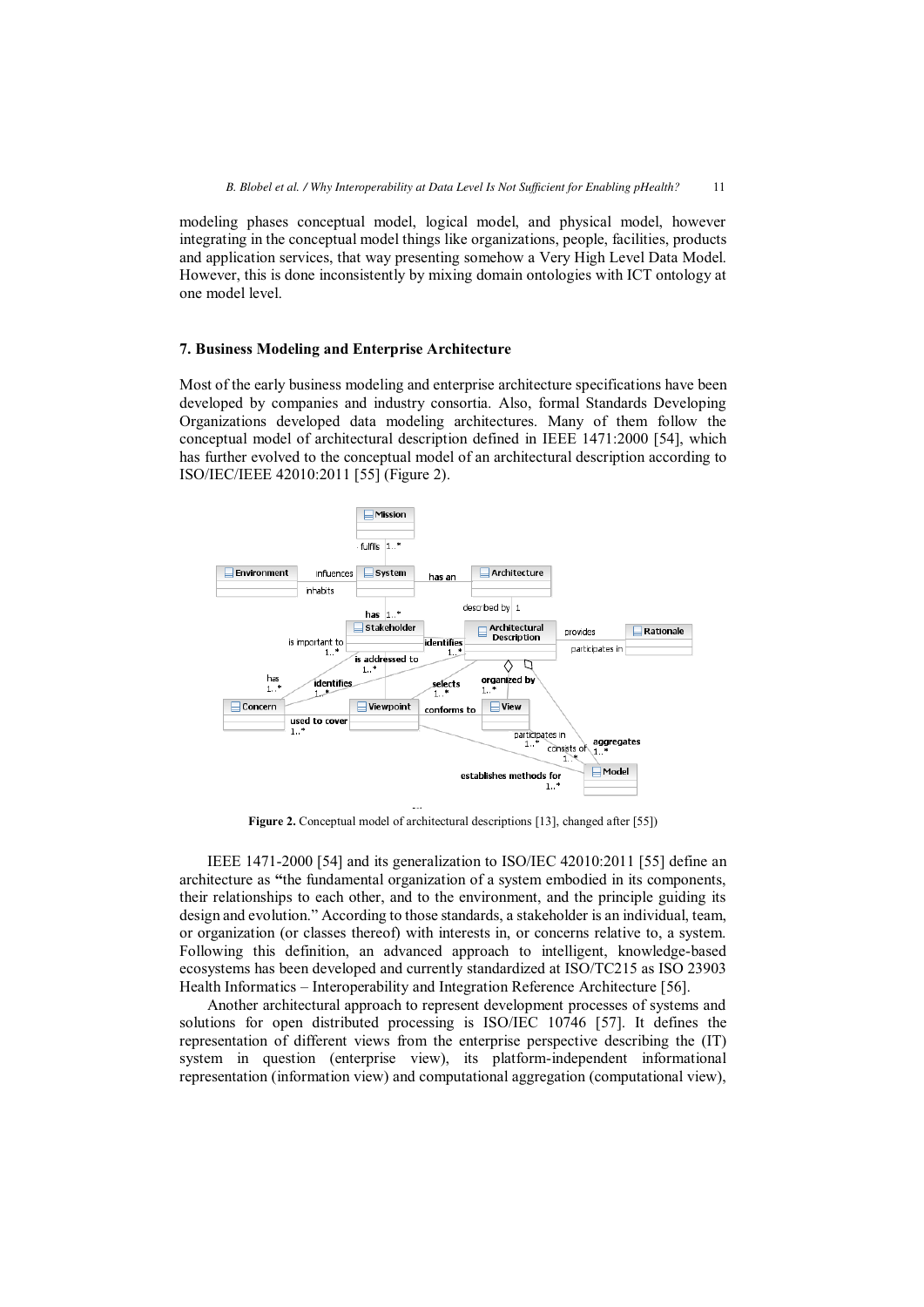modeling phases conceptual model, logical model, and physical model, however integrating in the conceptual model things like organizations, people, facilities, products and application services, that way presenting somehow a Very High Level Data Model. However, this is done inconsistently by mixing domain ontologies with ICT ontology at one model level.

## 7. Business Modeling and Enterprise Architecture

Most of the early business modeling and enterprise architecture specifications have been developed by companies and industry consortia. Also, formal Standards Developing Organizations developed data modeling architectures. Many of them follow the conceptual model of architectural description defined in IEEE 1471:2000 [54], which has further evolved to the conceptual model of an architectural description according to ISO/IEC/IEEE 42010:2011 [55] (Figure 2).

**Figure 2.** Conceptual model of architectural descriptions [13], changed after [55])

IEEE 1471-2000 [54] and its generalization to ISO/IEC 42010:2011 [55] define an architecture as "the fundamental organization of a system embodied in its components, their relationships to each other, and to the environment, and the principle guiding its design and evolution." According to those standards, a stakeholder is an individual, team, or organization (or classes thereof) with interests in, or concerns relative to, a system. Following this definition, an advanced approach to intelligent, knowledge-based ecosystems has been developed and currently standardized at ISO/TC215 as ISO 23903 Health Informatics – Interoperability and Integration Reference Architecture [56].

Another architectural approach to represent development processes of systems and solutions for open distributed processing is ISO/IEC 10746 [57]. It defines the representation of different views from the enterprise perspective describing the (IT) system in question (enterprise view), its platform-independent informational representation (information view) and computational aggregation (computational view),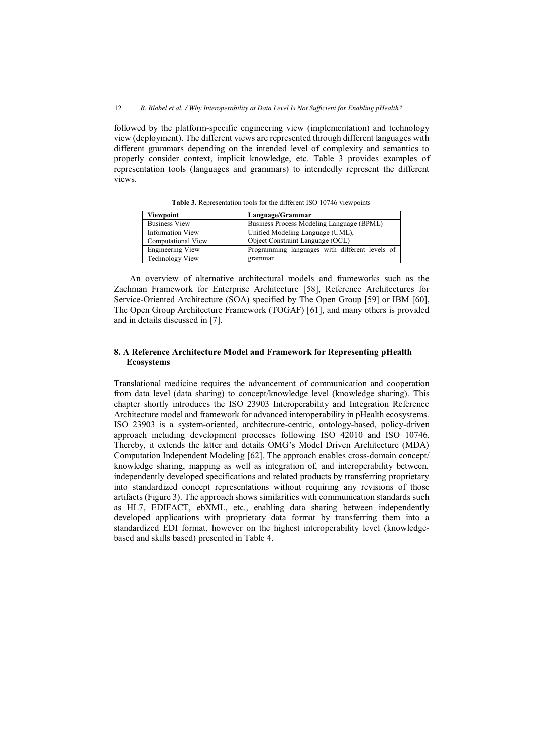followed by the platform-specific engineering view (implementation) and technology view (deployment). The different views are represented through different languages with different grammars depending on the intended level of complexity and semantics to properly consider context, implicit knowledge, etc. Table 3 provides examples of representation tools (languages and grammars) to intendedly represent the different views.

**Table 3.** Representation tools for the different ISO 10746 viewpoints

| Viewpoint | Language/Grammar |
|---|---|
| Business View | Business Process Modeling Language (BPML) |
| Information View | Unified Modeling Language (UML), Object Constraint Language (OCL) |
| Computational View | |
| Engineering View | Programming languages with different levels of grammar |
| Technology View | |

An overview of alternative architectural models and frameworks such as the Zachman Framework for Enterprise Architecture [58], Reference Architectures for Service-Oriented Architecture (SOA) specified by The Open Group [59] or IBM [60], The Open Group Architecture Framework (TOGAF) [61], and many others is provided and in details discussed in [7].

## 8. A Reference Architecture Model and Framework for Representing pHealth Ecosystems

Translational medicine requires the advancement of communication and cooperation from data level (data sharing) to concept/knowledge level (knowledge sharing). This chapter shortly introduces the ISO 23903 Interoperability and Integration Reference Architecture model and framework for advanced interoperability in pHealth ecosystems. ISO 23903 is a system-oriented, architecture-centric, ontology-based, policy-driven approach including development processes following ISO 42010 and ISO 10746. Thereby, it extends the latter and details OMG's Model Driven Architecture (MDA) Computation Independent Modeling [62]. The approach enables cross-domain concept/ knowledge sharing, mapping as well as integration of, and interoperability between, independently developed specifications and related products by transferring proprietary into standardized concept representations without requiring any revisions of those artifacts (Figure 3). The approach shows similarities with communication standards such as HL7, EDIFACT, ebXML, etc., enabling data sharing between independently developed applications with proprietary data format by transferring them into a standardized EDI format, however on the highest interoperability level (knowledge-based and skills based) presented in Table 4.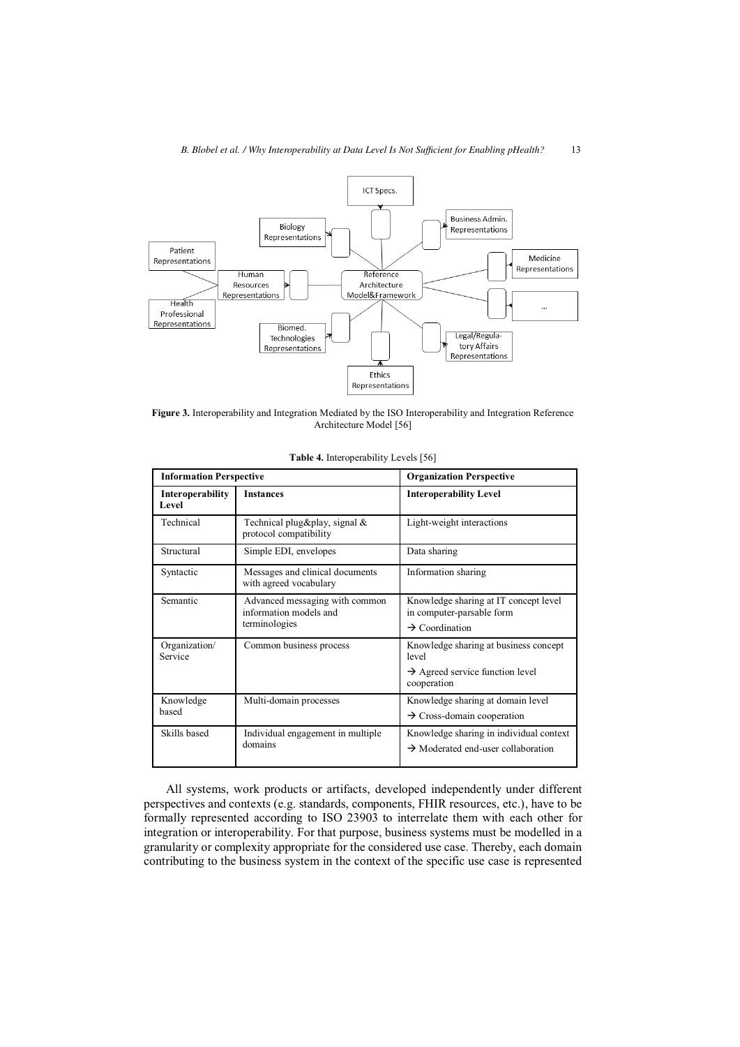**Figure 3.** Interoperability and Integration Mediated by the ISO Interoperability and Integration Reference Architecture Model [56]

**Table 4.** Interoperability Levels [56]

| **Information Perspective** | | **Organization Perspective** |
|---|---|---|
| **Interoperability Level** | **Instances** | **Interoperability Level** |
| Technical | Technical plug&play, signal & protocol compatibility | Light-weight interactions |
| Structural | Simple EDI, envelopes | Data sharing |
| Syntactic | Messages and clinical documents with agreed vocabulary | Information sharing |
| Semantic | Advanced messaging with common information models and terminologies | Knowledge sharing at IT concept level in computer-parsable form → Coordination |
| Organization/ Service | Common business process | Knowledge sharing at business concept level → Agreed service function level cooperation |
| Knowledge based | Multi-domain processes | Knowledge sharing at domain level → Cross-domain cooperation |
| Skills based | Individual engagement in multiple domains | Knowledge sharing in individual context → Moderated end-user collaboration |

All systems, work products or artifacts, developed independently under different perspectives and contexts (e.g. standards, components, FHIR resources, etc.), have to be formally represented according to ISO 23903 to interrelate them with each other for integration or interoperability. For that purpose, business systems must be modelled in a granularity or complexity appropriate for the considered use case. Thereby, each domain contributing to the business system in the context of the specific use case is represented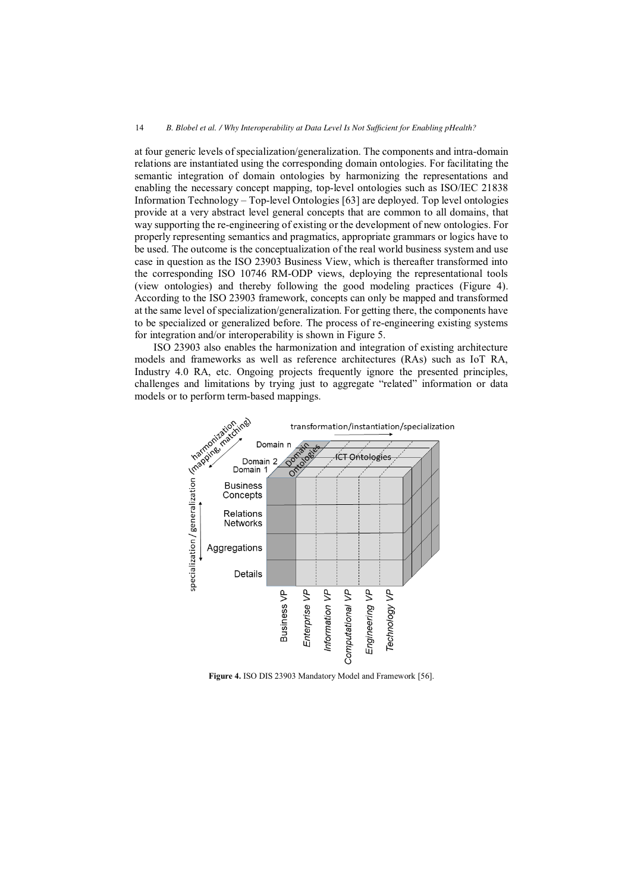at four generic levels of specialization/generalization. The components and intra-domain relations are instantiated using the corresponding domain ontologies. For facilitating the semantic integration of domain ontologies by harmonizing the representations and enabling the necessary concept mapping, top-level ontologies such as ISO/IEC 21838 Information Technology – Top-level Ontologies [63] are deployed. Top level ontologies provide at a very abstract level general concepts that are common to all domains, that way supporting the re-engineering of existing or the development of new ontologies. For properly representing semantics and pragmatics, appropriate grammars or logics have to be used. The outcome is the conceptualization of the real world business system and use case in question as the ISO 23903 Business View, which is thereafter transformed into the corresponding ISO 10746 RM-ODP views, deploying the representational tools (view ontologies) and thereby following the good modeling practices (Figure 4). According to the ISO 23903 framework, concepts can only be mapped and transformed at the same level of specialization/generalization. For getting there, the components have to be specialized or generalized before. The process of re-engineering existing systems for integration and/or interoperability is shown in Figure 5.

ISO 23903 also enables the harmonization and integration of existing architecture models and frameworks as well as reference architectures (RAs) such as IoT RA, Industry 4.0 RA, etc. Ongoing projects frequently ignore the presented principles, challenges and limitations by trying just to aggregate "related" information or data models or to perform term-based mappings.

**Figure 4.** ISO DIS 23903 Mandatory Model and Framework [56].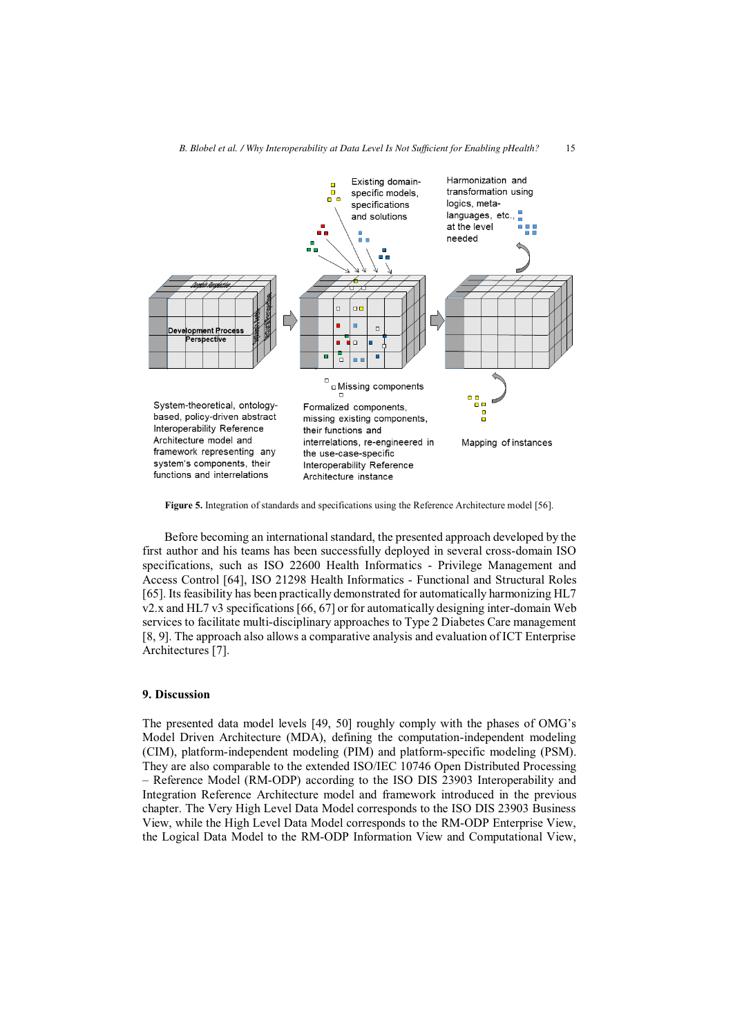**Figure 5.** Integration of standards and specifications using the Reference Architecture model [56].

Before becoming an international standard, the presented approach developed by the first author and his teams has been successfully deployed in several cross-domain ISO specifications, such as ISO 22600 Health Informatics - Privilege Management and Access Control [64], ISO 21298 Health Informatics - Functional and Structural Roles [65]. Its feasibility has been practically demonstrated for automatically harmonizing HL7 v2.x and HL7 v3 specifications [66, 67] or for automatically designing inter-domain Web services to facilitate multi-disciplinary approaches to Type 2 Diabetes Care management [8, 9]. The approach also allows a comparative analysis and evaluation of ICT Enterprise Architectures [7].

## 9. Discussion

The presented data model levels [49, 50] roughly comply with the phases of OMG's Model Driven Architecture (MDA), defining the computation-independent modeling (CIM), platform-independent modeling (PIM) and platform-specific modeling (PSM). They are also comparable to the extended ISO/IEC 10746 Open Distributed Processing – Reference Model (RM-ODP) according to the ISO DIS 23903 Interoperability and Integration Reference Architecture model and framework introduced in the previous chapter. The Very High Level Data Model corresponds to the ISO DIS 23903 Business View, while the High Level Data Model corresponds to the RM-ODP Enterprise View, the Logical Data Model to the RM-ODP Information View and Computational View,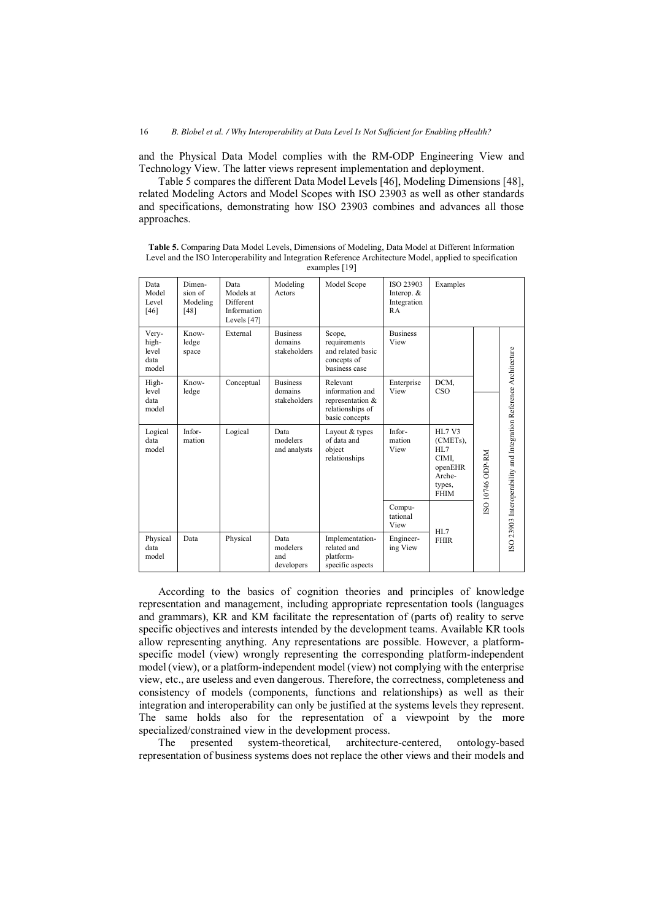and the Physical Data Model complies with the RM-ODP Engineering View and Technology View. The latter views represent implementation and deployment.

Table 5 compares the different Data Model Levels [46], Modeling Dimensions [48], related Modeling Actors and Model Scopes with ISO 23903 as well as other standards and specifications, demonstrating how ISO 23903 combines and advances all those approaches.

**Table 5.** Comparing Data Model Levels, Dimensions of Modeling, Data Model at Different Information Level and the ISO Interoperability and Integration Reference Architecture Model, applied to specification examples [19]

| Data Model Level [46] | Dimension of Modeling [48] | Data Models at Different Information Levels [47] | Modeling Actors | Model Scope | ISO 23903 Interop. & Integration RA | Examples | | |
|---|---|---|---|---|---|---|---|---|
| Very-high-level data model | Knowledge space | External | Business domains stakeholders | Scope, requirements and related basic concepts of business case | Business View | | | ISO 23903 Interoperability and Integration Reference Architecture |
| High-level data model | Knowledge | Conceptual | Business domains stakeholders | Relevant information and representation & relationships of basic concepts | Enterprise View | DCM, CSO | ISO 10746 ODP-RM | |
| Logical data model | Information | Logical | Data modelers and analysts | Layout & types of data and object relationships | Information View | HL7 V3 (CMETs), HL7 CIMI, openEHR Archetypes, FHIM | | |
| | | | | | Computational View | HL7 FHIR | | |
| Physical data model | Data | Physical | Data modelers and developers | Implementation-related and platform-specific aspects | Engineering View | | | |

According to the basics of cognition theories and principles of knowledge representation and management, including appropriate representation tools (languages and grammars), KR and KM facilitate the representation of (parts of) reality to serve specific objectives and interests intended by the development teams. Available KR tools allow representing anything. Any representations are possible. However, a platform-specific model (view) wrongly representing the corresponding platform-independent model (view), or a platform-independent model (view) not complying with the enterprise view, etc., are useless and even dangerous. Therefore, the correctness, completeness and consistency of models (components, functions and relationships) as well as their integration and interoperability can only be justified at the systems levels they represent. The same holds also for the representation of a viewpoint by the more specialized/constrained view in the development process.

The presented system-theoretical, architecture-centered, ontology-based representation of business systems does not replace the other views and their models and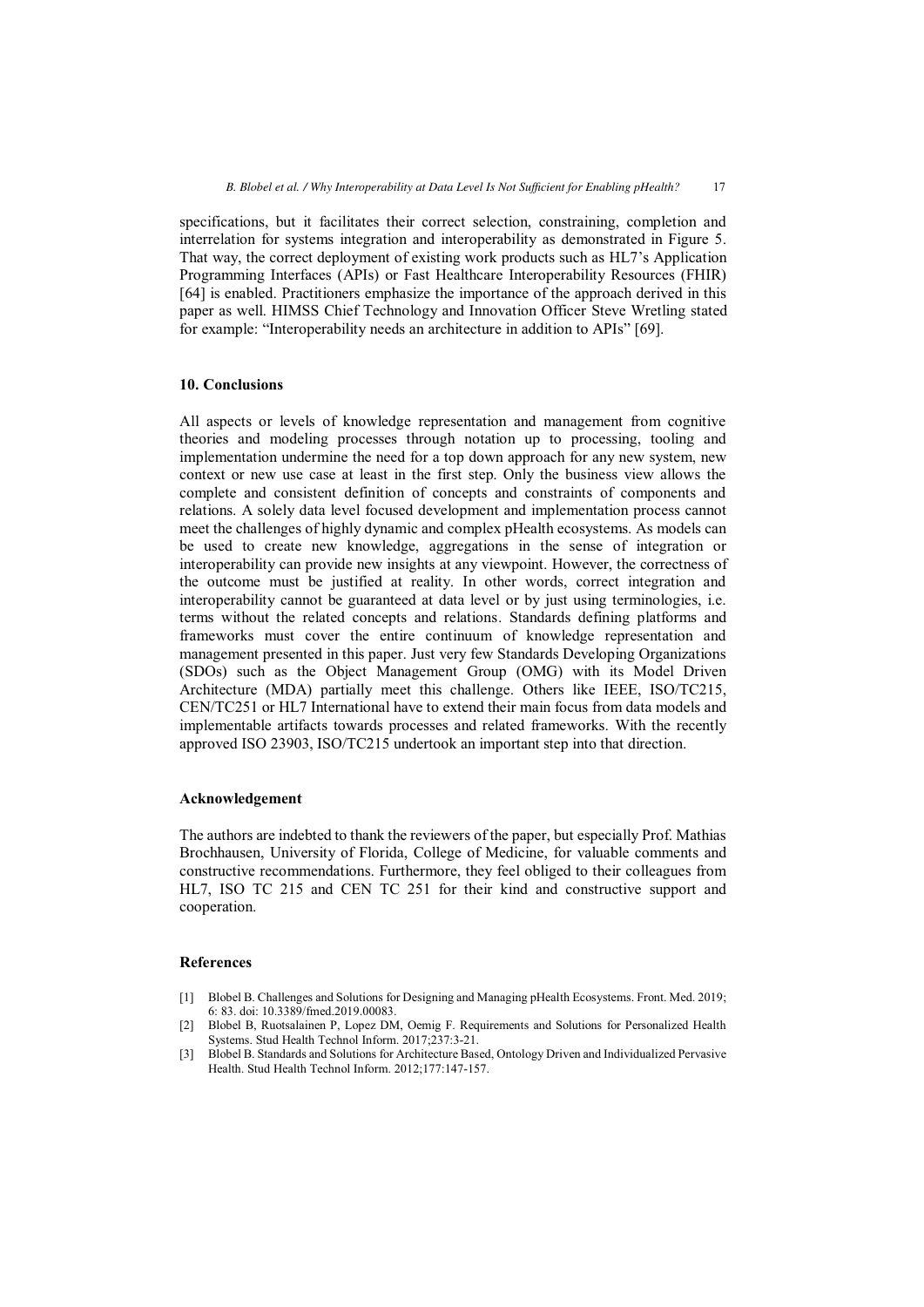specifications, but it facilitates their correct selection, constraining, completion and interrelation for systems integration and interoperability as demonstrated in Figure 5. That way, the correct deployment of existing work products such as HL7's Application Programming Interfaces (APIs) or Fast Healthcare Interoperability Resources (FHIR) [64] is enabled. Practitioners emphasize the importance of the approach derived in this paper as well. HIMSS Chief Technology and Innovation Officer Steve Wretling stated for example: "Interoperability needs an architecture in addition to APIs" [69].

## 10. Conclusions

All aspects or levels of knowledge representation and management from cognitive theories and modeling processes through notation up to processing, tooling and implementation undermine the need for a top down approach for any new system, new context or new use case at least in the first step. Only the business view allows the complete and consistent definition of concepts and constraints of components and relations. A solely data level focused development and implementation process cannot meet the challenges of highly dynamic and complex pHealth ecosystems. As models can be used to create new knowledge, aggregations in the sense of integration or interoperability can provide new insights at any viewpoint. However, the correctness of the outcome must be justified at reality. In other words, correct integration and interoperability cannot be guaranteed at data level or by just using terminologies, i.e. terms without the related concepts and relations. Standards defining platforms and frameworks must cover the entire continuum of knowledge representation and management presented in this paper. Just very few Standards Developing Organizations (SDOs) such as the Object Management Group (OMG) with its Model Driven Architecture (MDA) partially meet this challenge. Others like IEEE, ISO/TC215, CEN/TC251 or HL7 International have to extend their main focus from data models and implementable artifacts towards processes and related frameworks. With the recently approved ISO 23903, ISO/TC215 undertook an important step into that direction.

## Acknowledgement

The authors are indebted to thank the reviewers of the paper, but especially Prof. Mathias Brochhausen, University of Florida, College of Medicine, for valuable comments and constructive recommendations. Furthermore, they feel obliged to their colleagues from HL7, ISO TC 215 and CEN TC 251 for their kind and constructive support and cooperation.

## References

[1] Blobel B. Challenges and Solutions for Designing and Managing pHealth Ecosystems. Front. Med. 2019; 6: 83. doi: 10.3389/fmed.2019.00083.

[2] Blobel B, Ruotsalainen P, Lopez DM, Oemig F. Requirements and Solutions for Personalized Health Systems. Stud Health Technol Inform. 2017;237:3-21.

[3] Blobel B. Standards and Solutions for Architecture Based, Ontology Driven and Individualized Pervasive Health. Stud Health Technol Inform. 2012;177:147-157.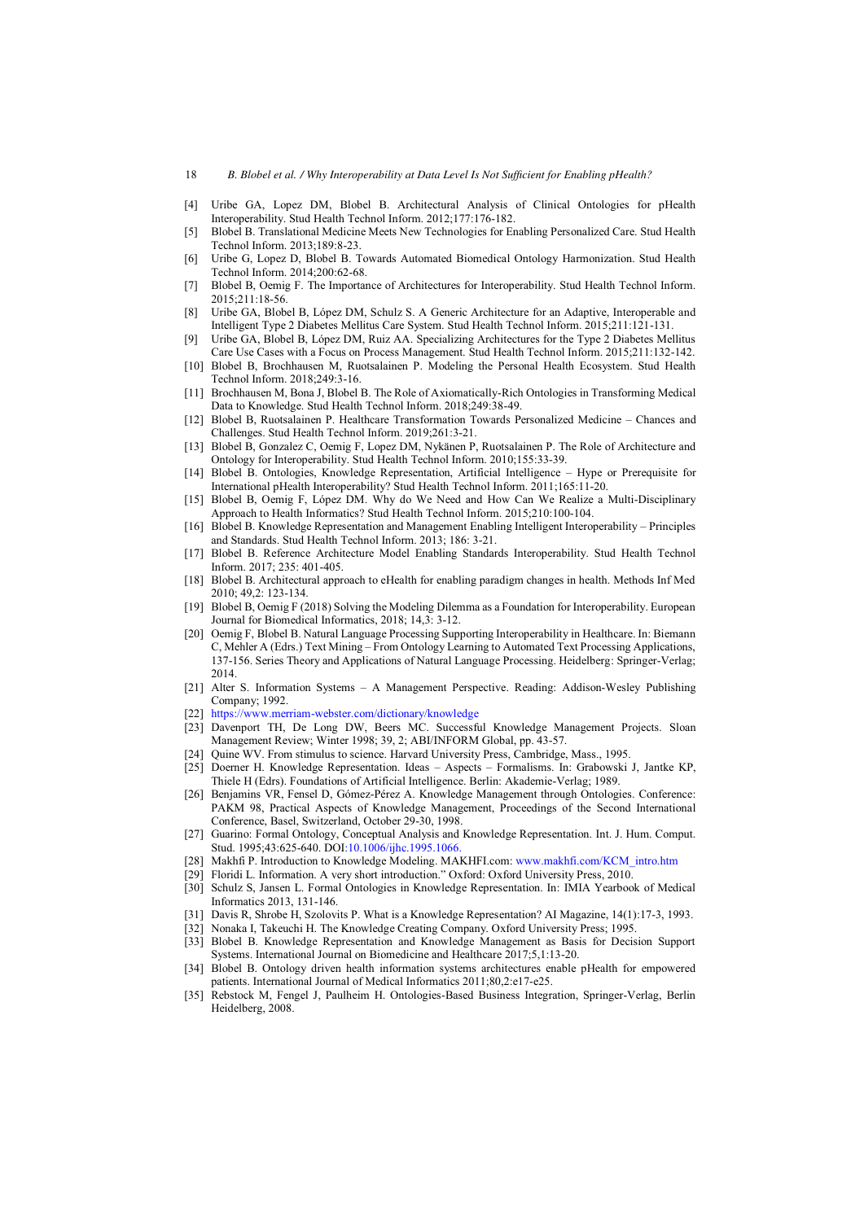[4] Uribe GA, Lopez DM, Blobel B. Architectural Analysis of Clinical Ontologies for pHealth Interoperability. Stud Health Technol Inform. 2012;177:176-182.
[5] Blobel B. Translational Medicine Meets New Technologies for Enabling Personalized Care. Stud Health Technol Inform. 2013;189:8-23.
[6] Uribe G, Lopez D, Blobel B. Towards Automated Biomedical Ontology Harmonization. Stud Health Technol Inform. 2014;200:62-68.
[7] Blobel B, Oemig F. The Importance of Architectures for Interoperability. Stud Health Technol Inform. 2015;211:18-56.
[8] Uribe GA, Blobel B, López DM, Schulz S. A Generic Architecture for an Adaptive, Interoperable and Intelligent Type 2 Diabetes Mellitus Care System. Stud Health Technol Inform. 2015;211:121-131.
[9] Uribe GA, Blobel B, López DM, Ruiz AA. Specializing Architectures for the Type 2 Diabetes Mellitus Care Use Cases with a Focus on Process Management. Stud Health Technol Inform. 2015;211:132-142.
[10] Blobel B, Brochhausen M, Ruotsalainen P. Modeling the Personal Health Ecosystem. Stud Health Technol Inform. 2018;249:3-16.
[11] Brochhausen M, Bona J, Blobel B. The Role of Axiomatically-Rich Ontologies in Transforming Medical Data to Knowledge. Stud Health Technol Inform. 2018;249:38-49.
[12] Blobel B, Ruotsalainen P. Healthcare Transformation Towards Personalized Medicine – Chances and Challenges. Stud Health Technol Inform. 2019;261:3-21.
[13] Blobel B, Gonzalez C, Oemig F, Lopez DM, Nykänen P, Ruotsalainen P. The Role of Architecture and Ontology for Interoperability. Stud Health Technol Inform. 2010;155:33-39.
[14] Blobel B. Ontologies, Knowledge Representation, Artificial Intelligence – Hype or Prerequisite for International pHealth Interoperability? Stud Health Technol Inform. 2011;165:11-20.
[15] Blobel B, Oemig F, López DM. Why do We Need and How Can We Realize a Multi-Disciplinary Approach to Health Informatics? Stud Health Technol Inform. 2015;210:100-104.
[16] Blobel B. Knowledge Representation and Management Enabling Intelligent Interoperability – Principles and Standards. Stud Health Technol Inform. 2013; 186: 3-21.
[17] Blobel B. Reference Architecture Model Enabling Standards Interoperability. Stud Health Technol Inform. 2017; 235: 401-405.
[18] Blobel B. Architectural approach to eHealth for enabling paradigm changes in health. Methods Inf Med 2010; 49,2: 123-134.
[19] Blobel B, Oemig F (2018) Solving the Modeling Dilemma as a Foundation for Interoperability. European Journal for Biomedical Informatics, 2018; 14,3: 3-12.
[20] Oemig F, Blobel B. Natural Language Processing Supporting Interoperability in Healthcare. In: Biemann C, Mehler A (Edrs.) Text Mining – From Ontology Learning to Automated Text Processing Applications, 137-156. Series Theory and Applications of Natural Language Processing. Heidelberg: Springer-Verlag; 2014.
[21] Alter S. Information Systems – A Management Perspective. Reading: Addison-Wesley Publishing Company; 1992.
[22] https://www.merriam-webster.com/dictionary/knowledge
[23] Davenport TH, De Long DW, Beers MC. Successful Knowledge Management Projects. Sloan Management Review; Winter 1998; 39, 2; ABI/INFORM Global, pp. 43-57.
[24] Quine WV. From stimulus to science. Harvard University Press, Cambridge, Mass., 1995.
[25] Doerner H. Knowledge Representation. Ideas – Aspects – Formalisms. In: Grabowski J, Jantke KP, Thiele H (Edrs). Foundations of Artificial Intelligence. Berlin: Akademie-Verlag; 1989.
[26] Benjamins VR, Fensel D, Gómez-Pérez A. Knowledge Management through Ontologies. Conference: PAKM 98, Practical Aspects of Knowledge Management, Proceedings of the Second International Conference, Basel, Switzerland, October 29-30, 1998.
[27] Guarino: Formal Ontology, Conceptual Analysis and Knowledge Representation. Int. J. Hum. Comput. Stud. 1995;43:625-640. DOI:10.1006/ijhc.1995.1066.
[28] Makhfi P. Introduction to Knowledge Modeling. MAKHFI.com: www.makhfi.com/KCM_intro.htm
[29] Floridi L. Information. A very short introduction." Oxford: Oxford University Press, 2010.
[30] Schulz S, Jansen L. Formal Ontologies in Knowledge Representation. In: IMIA Yearbook of Medical Informatics 2013, 131-146.
[31] Davis R, Shrobe H, Szolovits P. What is a Knowledge Representation? AI Magazine, 14(1):17-3, 1993.
[32] Nonaka I, Takeuchi H. The Knowledge Creating Company. Oxford University Press; 1995.
[33] Blobel B. Knowledge Representation and Knowledge Management as Basis for Decision Support Systems. International Journal on Biomedicine and Healthcare 2017;5,1:13-20.
[34] Blobel B. Ontology driven health information systems architectures enable pHealth for empowered patients. International Journal of Medical Informatics 2011;80,2:e17-e25.
[35] Rebstock M, Fengel J, Paulheim H. Ontologies-Based Business Integration, Springer-Verlag, Berlin Heidelberg, 2008.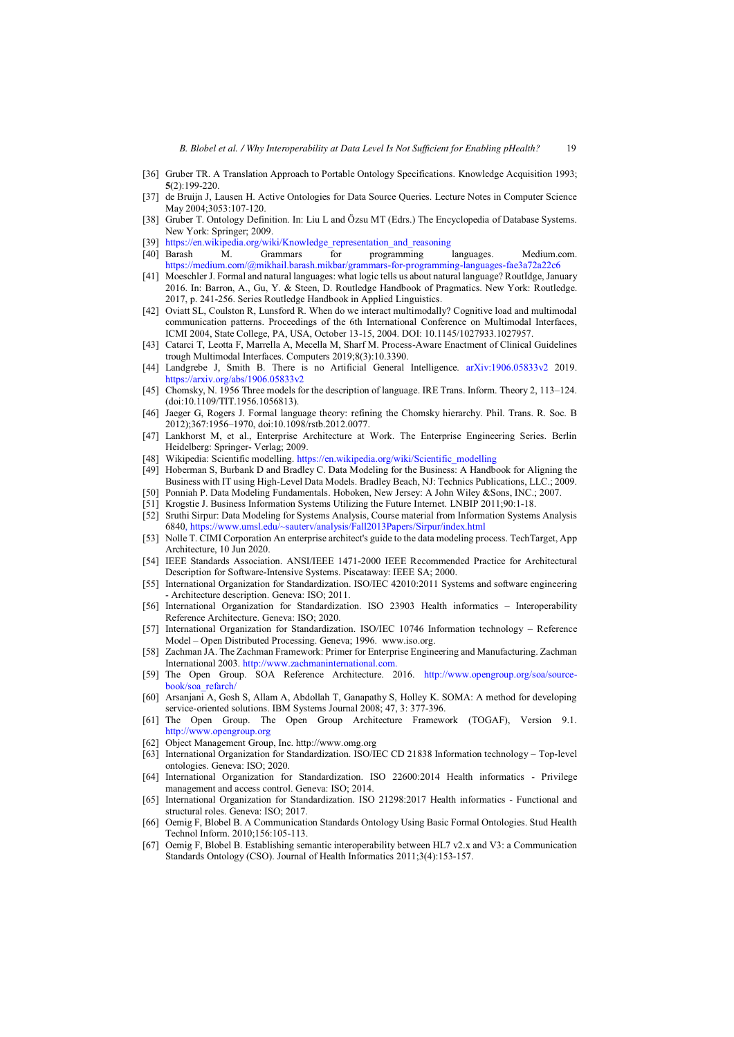[36] Gruber TR. A Translation Approach to Portable Ontology Specifications. Knowledge Acquisition 1993; **5**(2):199-220.

[37] de Bruijn J, Lausen H. Active Ontologies for Data Source Queries. Lecture Notes in Computer Science May 2004;3053:107-120.

[38] Gruber T. Ontology Definition. In: Liu L and Özsu MT (Edrs.) The Encyclopedia of Database Systems. New York: Springer; 2009.

[39] https://en.wikipedia.org/wiki/Knowledge_representation_and_reasoning

[40] Barash M. Grammars for programming languages. Medium.com. https://medium.com/@mikhail.barash.mikbar/grammars-for-programming-languages-fae3a72a22c6

[41] Moeschler J. Formal and natural languages: what logic tells us about natural language? RoutIdge, January 2016. In: Barron, A., Gu, Y. & Steen, D. Routledge Handbook of Pragmatics. New York: Routledge. 2017, p. 241-256. Series Routledge Handbook in Applied Linguistics.

[42] Oviatt SL, Coulston R, Lunsford R. When do we interact multimodally? Cognitive load and multimodal communication patterns. Proceedings of the 6th International Conference on Multimodal Interfaces, ICMI 2004, State College, PA, USA, October 13-15, 2004. DOI: 10.1145/1027933.1027957.

[43] Catarci T, Leotta F, Marrella A, Mecella M, Sharf M. Process-Aware Enactment of Clinical Guidelines trough Multimodal Interfaces. Computers 2019;8(3):10.3390.

[44] Landgrebe J, Smith B. There is no Artificial General Intelligence. arXiv:1906.05833v2 2019. https://arxiv.org/abs/1906.05833v2

[45] Chomsky, N. 1956 Three models for the description of language. IRE Trans. Inform. Theory 2, 113–124. (doi:10.1109/TIT.1956.1056813).

[46] Jaeger G, Rogers J. Formal language theory: refining the Chomsky hierarchy. Phil. Trans. R. Soc. B 2012);367:1956–1970, doi:10.1098/rstb.2012.0077.

[47] Lankhorst M, et al., Enterprise Architecture at Work. The Enterprise Engineering Series. Berlin Heidelberg: Springer- Verlag; 2009.

[48] Wikipedia: Scientific modelling. https://en.wikipedia.org/wiki/Scientific_modelling

[49] Hoberman S, Burbank D and Bradley C. Data Modeling for the Business: A Handbook for Aligning the Business with IT using High-Level Data Models. Bradley Beach, NJ: Technics Publications, LLC.; 2009.

[50] Ponniah P. Data Modeling Fundamentals. Hoboken, New Jersey: A John Wiley &Sons, INC.; 2007.

[51] Krogstie J. Business Information Systems Utilizing the Future Internet. LNBIP 2011;90:1-18.

[52] Sruthi Sirpur: Data Modeling for Systems Analysis, Course material from Information Systems Analysis 6840, https://www.umsl.edu/~sauterv/analysis/Fall2013Papers/Sirpur/index.html

[53] Nolle T. CIMI Corporation An enterprise architect's guide to the data modeling process. TechTarget, App Architecture, 10 Jun 2020.

[54] IEEE Standards Association. ANSI/IEEE 1471-2000 IEEE Recommended Practice for Architectural Description for Software-Intensive Systems. Piscataway: IEEE SA; 2000.

[55] International Organization for Standardization. ISO/IEC 42010:2011 Systems and software engineering - Architecture description. Geneva: ISO; 2011.

[56] International Organization for Standardization. ISO 23903 Health informatics – Interoperability Reference Architecture. Geneva: ISO; 2020.

[57] International Organization for Standardization. ISO/IEC 10746 Information technology – Reference Model – Open Distributed Processing. Geneva; 1996. www.iso.org.

[58] Zachman JA. The Zachman Framework: Primer for Enterprise Engineering and Manufacturing. Zachman International 2003. http://www.zachmaninternational.com.

[59] The Open Group. SOA Reference Architecture. 2016. http://www.opengroup.org/soa/source-book/soa_refarch/

[60] Arsanjani A, Gosh S, Allam A, Abdollah T, Ganapathy S, Holley K. SOMA: A method for developing service-oriented solutions. IBM Systems Journal 2008; 47, 3: 377-396.

[61] The Open Group. The Open Group Architecture Framework (TOGAF), Version 9.1. http://www.opengroup.org

[62] Object Management Group, Inc. http://www.omg.org

[63] International Organization for Standardization. ISO/IEC CD 21838 Information technology – Top-level ontologies. Geneva: ISO; 2020.

[64] International Organization for Standardization. ISO 22600:2014 Health informatics - Privilege management and access control. Geneva: ISO; 2014.

[65] International Organization for Standardization. ISO 21298:2017 Health informatics - Functional and structural roles. Geneva: ISO; 2017.

[66] Oemig F, Blobel B. A Communication Standards Ontology Using Basic Formal Ontologies. Stud Health Technol Inform. 2010;156:105-113.

[67] Oemig F, Blobel B. Establishing semantic interoperability between HL7 v2.x and V3: a Communication Standards Ontology (CSO). Journal of Health Informatics 2011;3(4):153-157.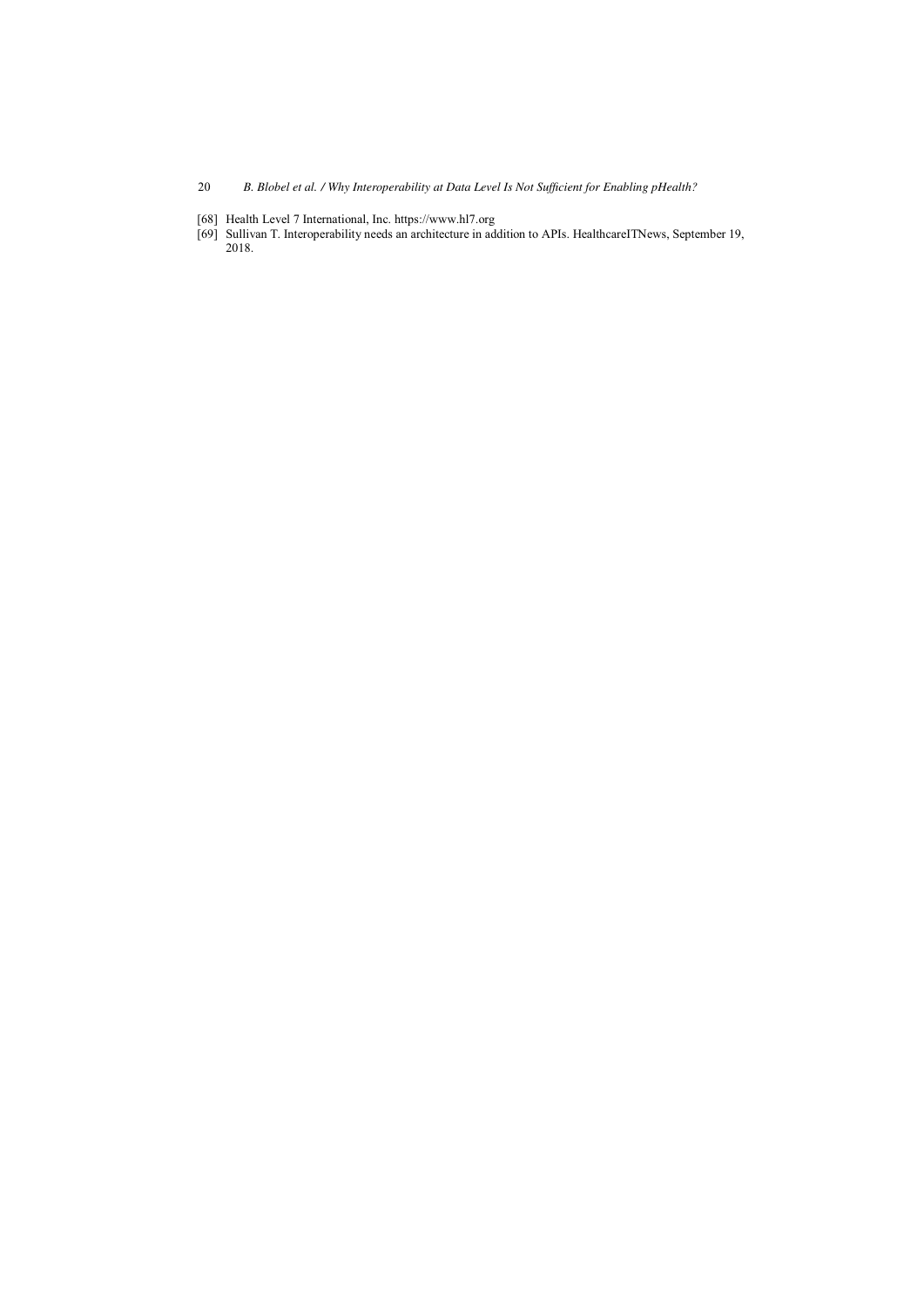[68] Health Level 7 International, Inc. https://www.hl7.org
[69] Sullivan T. Interoperability needs an architecture in addition to APIs. HealthcareITNews, September 19, 2018.